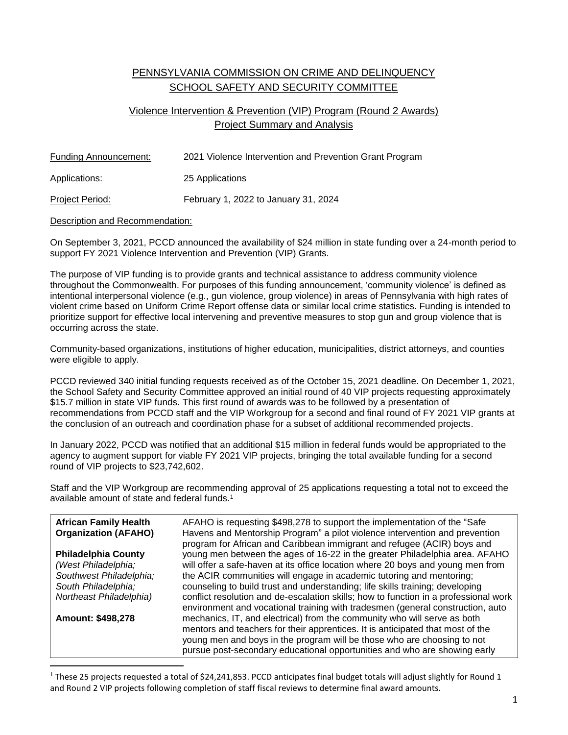# PENNSYLVANIA COMMISSION ON CRIME AND DELINQUENCY
# SCHOOL SAFETY AND SECURITY COMMITTEE

## Violence Intervention & Prevention (VIP) Program (Round 2 Awards)
## Project Summary and Analysis

Funding Announcement: 2021 Violence Intervention and Prevention Grant Program

Applications: 25 Applications

Project Period: February 1, 2022 to January 31, 2024

Description and Recommendation:

On September 3, 2021, PCCD announced the availability of $24 million in state funding over a 24-month period to support FY 2021 Violence Intervention and Prevention (VIP) Grants.

The purpose of VIP funding is to provide grants and technical assistance to address community violence throughout the Commonwealth. For purposes of this funding announcement, 'community violence' is defined as intentional interpersonal violence (e.g., gun violence, group violence) in areas of Pennsylvania with high rates of violent crime based on Uniform Crime Report offense data or similar local crime statistics. Funding is intended to prioritize support for effective local intervening and preventive measures to stop gun and group violence that is occurring across the state.

Community-based organizations, institutions of higher education, municipalities, district attorneys, and counties were eligible to apply.

PCCD reviewed 340 initial funding requests received as of the October 15, 2021 deadline. On December 1, 2021, the School Safety and Security Committee approved an initial round of 40 VIP projects requesting approximately $15.7 million in state VIP funds. This first round of awards was to be followed by a presentation of recommendations from PCCD staff and the VIP Workgroup for a second and final round of FY 2021 VIP grants at the conclusion of an outreach and coordination phase for a subset of additional recommended projects.

In January 2022, PCCD was notified that an additional $15 million in federal funds would be appropriated to the agency to augment support for viable FY 2021 VIP projects, bringing the total available funding for a second round of VIP projects to $23,742,602.

Staff and the VIP Workgroup are recommending approval of 25 applications requesting a total not to exceed the available amount of state and federal funds.[1]

| | |
|---|---|
| **African Family Health Organization (AFAHO)**<br><br>**Philadelphia County**<br>*(West Philadelphia; Southwest Philadelphia; South Philadelphia; Northeast Philadelphia)*<br><br>**Amount: $498,278** | AFAHO is requesting $498,278 to support the implementation of the "Safe Havens and Mentorship Program" a pilot violence intervention and prevention program for African and Caribbean immigrant and refugee (ACIR) boys and young men between the ages of 16-22 in the greater Philadelphia area. AFAHO will offer a safe-haven at its office location where 20 boys and young men from the ACIR communities will engage in academic tutoring and mentoring; counseling to build trust and understanding; life skills training; developing conflict resolution and de-escalation skills; how to function in a professional work environment and vocational training with tradesmen (general construction, auto mechanics, IT, and electrical) from the community who will serve as both mentors and teachers for their apprentices. It is anticipated that most of the young men and boys in the program will be those who are choosing to not pursue post-secondary educational opportunities and who are showing early |

[1] These 25 projects requested a total of $24,241,853. PCCD anticipates final budget totals will adjust slightly for Round 1 and Round 2 VIP projects following completion of staff fiscal reviews to determine final award amounts.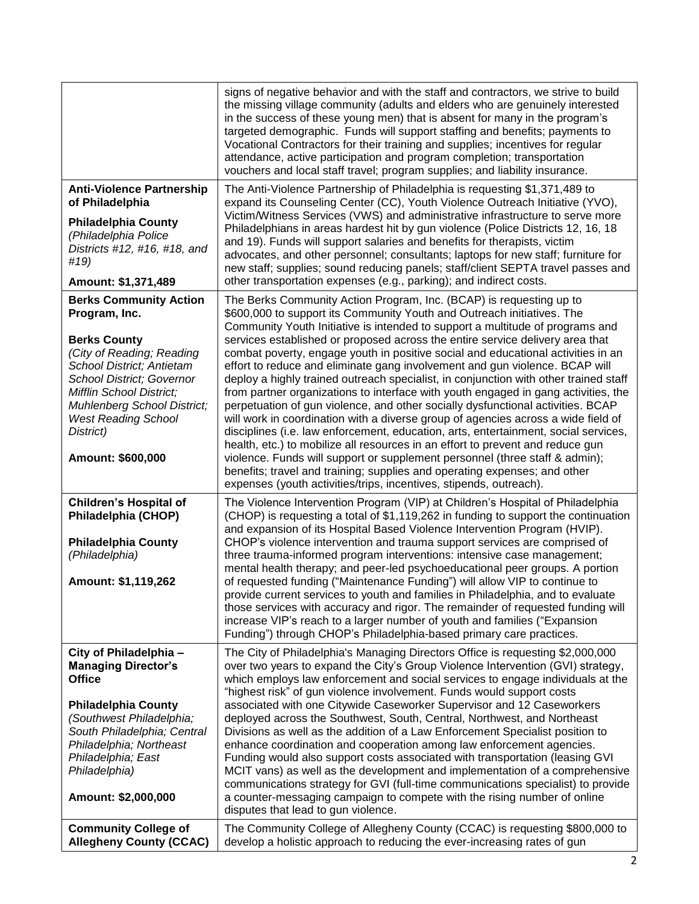| | |
|---|---|
| | signs of negative behavior and with the staff and contractors, we strive to build the missing village community (adults and elders who are genuinely interested in the success of these young men) that is absent for many in the program's targeted demographic. Funds will support staffing and benefits; payments to Vocational Contractors for their training and supplies; incentives for regular attendance, active participation and program completion; transportation vouchers and local staff travel; program supplies; and liability insurance. |
| **Anti-Violence Partnership of Philadelphia**<br><br>**Philadelphia County**<br>*(Philadelphia Police Districts #12, #16, #18, and #19)*<br><br>**Amount: $1,371,489** | The Anti-Violence Partnership of Philadelphia is requesting $1,371,489 to expand its Counseling Center (CC), Youth Violence Outreach Initiative (YVO), Victim/Witness Services (VWS) and administrative infrastructure to serve more Philadelphians in areas hardest hit by gun violence (Police Districts 12, 16, 18 and 19). Funds will support salaries and benefits for therapists, victim advocates, and other personnel; consultants; laptops for new staff; furniture for new staff; supplies; sound reducing panels; staff/client SEPTA travel passes and other transportation expenses (e.g., parking); and indirect costs. |
| **Berks Community Action Program, Inc.**<br><br>**Berks County**<br>*(City of Reading; Reading School District; Antietam School District; Governor Mifflin School District; Muhlenberg School District; West Reading School District)*<br><br>**Amount: $600,000** | The Berks Community Action Program, Inc. (BCAP) is requesting up to $600,000 to support its Community Youth and Outreach initiatives. The Community Youth Initiative is intended to support a multitude of programs and services established or proposed across the entire service delivery area that combat poverty, engage youth in positive social and educational activities in an effort to reduce and eliminate gang involvement and gun violence. BCAP will deploy a highly trained outreach specialist, in conjunction with other trained staff from partner organizations to interface with youth engaged in gang activities, the perpetuation of gun violence, and other socially dysfunctional activities. BCAP will work in coordination with a diverse group of agencies across a wide field of disciplines (i.e. law enforcement, education, arts, entertainment, social services, health, etc.) to mobilize all resources in an effort to prevent and reduce gun violence. Funds will support or supplement personnel (three staff & admin); benefits; travel and training; supplies and operating expenses; and other expenses (youth activities/trips, incentives, stipends, outreach). |
| **Children's Hospital of Philadelphia (CHOP)**<br><br>**Philadelphia County**<br>*(Philadelphia)*<br><br>**Amount: $1,119,262** | The Violence Intervention Program (VIP) at Children's Hospital of Philadelphia (CHOP) is requesting a total of $1,119,262 in funding to support the continuation and expansion of its Hospital Based Violence Intervention Program (HVIP). CHOP's violence intervention and trauma support services are comprised of three trauma-informed program interventions: intensive case management; mental health therapy; and peer-led psychoeducational peer groups. A portion of requested funding ("Maintenance Funding") will allow VIP to continue to provide current services to youth and families in Philadelphia, and to evaluate those services with accuracy and rigor. The remainder of requested funding will increase VIP's reach to a larger number of youth and families ("Expansion Funding") through CHOP's Philadelphia-based primary care practices. |
| **City of Philadelphia – Managing Director's Office**<br><br>**Philadelphia County**<br>*(Southwest Philadelphia; South Philadelphia; Central Philadelphia; Northeast Philadelphia; East Philadelphia)*<br><br>**Amount: $2,000,000** | The City of Philadelphia's Managing Directors Office is requesting $2,000,000 over two years to expand the City's Group Violence Intervention (GVI) strategy, which employs law enforcement and social services to engage individuals at the "highest risk" of gun violence involvement. Funds would support costs associated with one Citywide Caseworker Supervisor and 12 Caseworkers deployed across the Southwest, South, Central, Northwest, and Northeast Divisions as well as the addition of a Law Enforcement Specialist position to enhance coordination and cooperation among law enforcement agencies. Funding would also support costs associated with transportation (leasing GVI MCIT vans) as well as the development and implementation of a comprehensive communications strategy for GVI (full-time communications specialist) to provide a counter-messaging campaign to compete with the rising number of online disputes that lead to gun violence. |
| **Community College of Allegheny County (CCAC)** | The Community College of Allegheny County (CCAC) is requesting $800,000 to develop a holistic approach to reducing the ever-increasing rates of gun |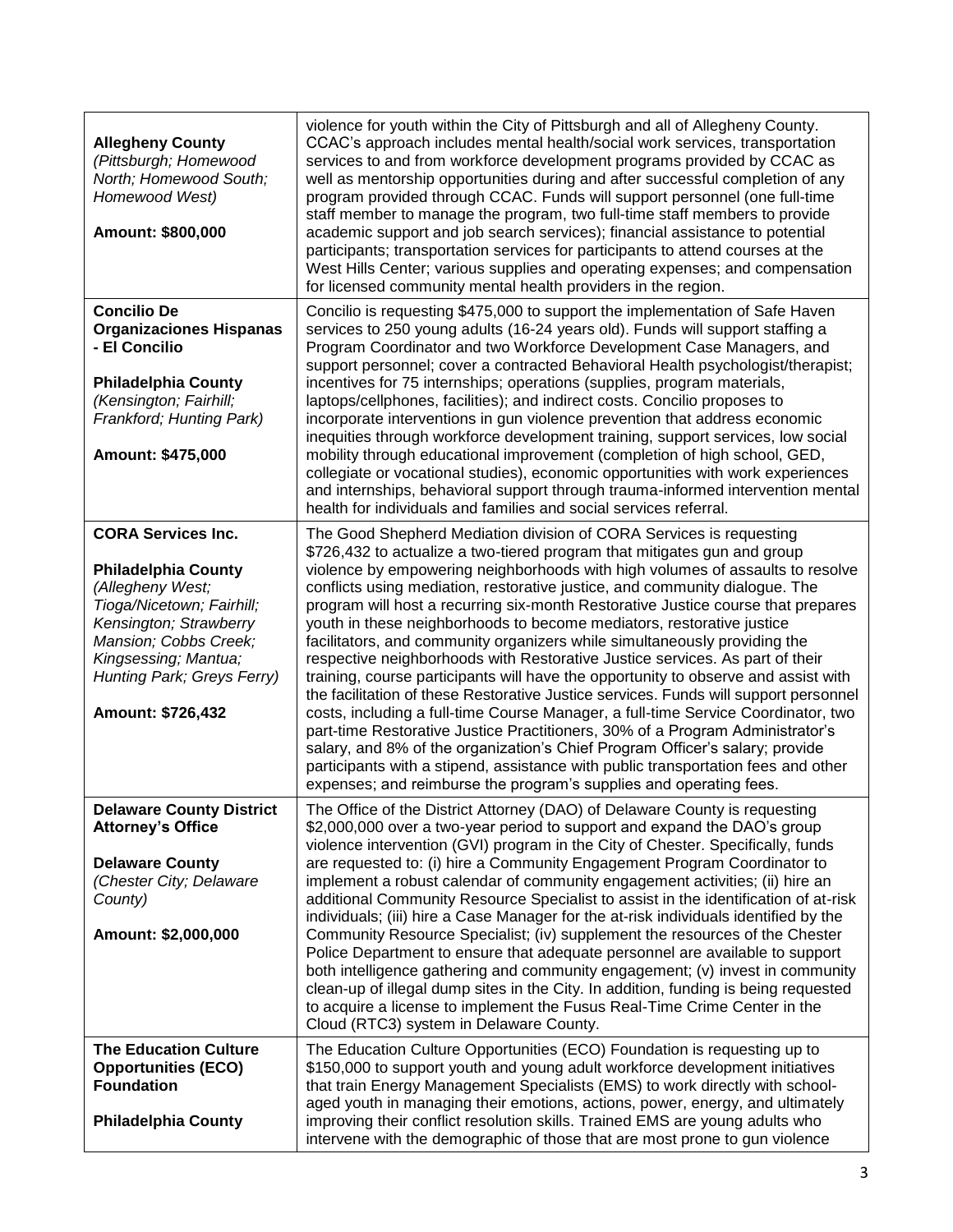| | |
|---|---|
| **Allegheny County** *(Pittsburgh; Homewood North; Homewood South; Homewood West)* **Amount: $800,000** | violence for youth within the City of Pittsburgh and all of Allegheny County. CCAC's approach includes mental health/social work services, transportation services to and from workforce development programs provided by CCAC as well as mentorship opportunities during and after successful completion of any program provided through CCAC. Funds will support personnel (one full-time staff member to manage the program, two full-time staff members to provide academic support and job search services); financial assistance to potential participants; transportation services for participants to attend courses at the West Hills Center; various supplies and operating expenses; and compensation for licensed community mental health providers in the region. |
| **Concilio De Organizaciones Hispanas - El Concilio** **Philadelphia County** *(Kensington; Fairhill; Frankford; Hunting Park)* **Amount: $475,000** | Concilio is requesting $475,000 to support the implementation of Safe Haven services to 250 young adults (16-24 years old). Funds will support staffing a Program Coordinator and two Workforce Development Case Managers, and support personnel; cover a contracted Behavioral Health psychologist/therapist; incentives for 75 internships; operations (supplies, program materials, laptops/cellphones, facilities); and indirect costs. Concilio proposes to incorporate interventions in gun violence prevention that address economic inequities through workforce development training, support services, low social mobility through educational improvement (completion of high school, GED, collegiate or vocational studies), economic opportunities with work experiences and internships, behavioral support through trauma-informed intervention mental health for individuals and families and social services referral. |
| **CORA Services Inc.** **Philadelphia County** *(Allegheny West; Tioga/Nicetown; Fairhill; Kensington; Strawberry Mansion; Cobbs Creek; Kingsessing; Mantua; Hunting Park; Greys Ferry)* **Amount: $726,432** | The Good Shepherd Mediation division of CORA Services is requesting $726,432 to actualize a two-tiered program that mitigates gun and group violence by empowering neighborhoods with high volumes of assaults to resolve conflicts using mediation, restorative justice, and community dialogue. The program will host a recurring six-month Restorative Justice course that prepares youth in these neighborhoods to become mediators, restorative justice facilitators, and community organizers while simultaneously providing the respective neighborhoods with Restorative Justice services. As part of their training, course participants will have the opportunity to observe and assist with the facilitation of these Restorative Justice services. Funds will support personnel costs, including a full-time Course Manager, a full-time Service Coordinator, two part-time Restorative Justice Practitioners, 30% of a Program Administrator's salary, and 8% of the organization's Chief Program Officer's salary; provide participants with a stipend, assistance with public transportation fees and other expenses; and reimburse the program's supplies and operating fees. |
| **Delaware County District Attorney's Office** **Delaware County** *(Chester City; Delaware County)* **Amount: $2,000,000** | The Office of the District Attorney (DAO) of Delaware County is requesting $2,000,000 over a two-year period to support and expand the DAO's group violence intervention (GVI) program in the City of Chester. Specifically, funds are requested to: (i) hire a Community Engagement Program Coordinator to implement a robust calendar of community engagement activities; (ii) hire an additional Community Resource Specialist to assist in the identification of at-risk individuals; (iii) hire a Case Manager for the at-risk individuals identified by the Community Resource Specialist; (iv) supplement the resources of the Chester Police Department to ensure that adequate personnel are available to support both intelligence gathering and community engagement; (v) invest in community clean-up of illegal dump sites in the City. In addition, funding is being requested to acquire a license to implement the Fusus Real-Time Crime Center in the Cloud (RTC3) system in Delaware County. |
| **The Education Culture Opportunities (ECO) Foundation** **Philadelphia County** | The Education Culture Opportunities (ECO) Foundation is requesting up to $150,000 to support youth and young adult workforce development initiatives that train Energy Management Specialists (EMS) to work directly with school-aged youth in managing their emotions, actions, power, energy, and ultimately improving their conflict resolution skills. Trained EMS are young adults who intervene with the demographic of those that are most prone to gun violence |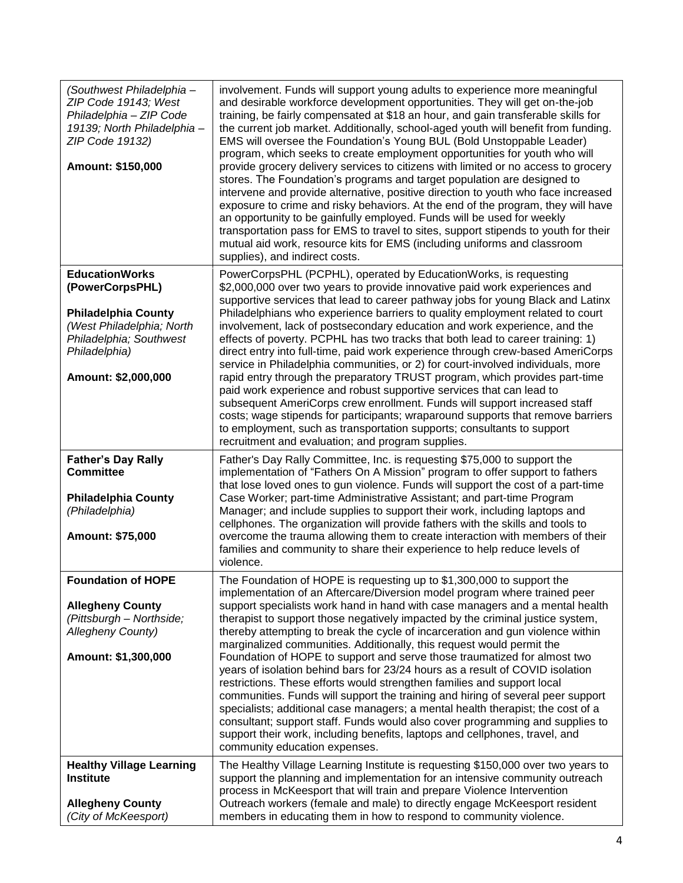| | |
|---|---|
| *(Southwest Philadelphia – ZIP Code 19143; West Philadelphia – ZIP Code 19139; North Philadelphia – ZIP Code 19132)*<br><br>**Amount: $150,000** | involvement. Funds will support young adults to experience more meaningful and desirable workforce development opportunities. They will get on-the-job training, be fairly compensated at $18 an hour, and gain transferable skills for the current job market. Additionally, school-aged youth will benefit from funding. EMS will oversee the Foundation's Young BUL (Bold Unstoppable Leader) program, which seeks to create employment opportunities for youth who will provide grocery delivery services to citizens with limited or no access to grocery stores. The Foundation's programs and target population are designed to intervene and provide alternative, positive direction to youth who face increased exposure to crime and risky behaviors. At the end of the program, they will have an opportunity to be gainfully employed. Funds will be used for weekly transportation pass for EMS to travel to sites, support stipends to youth for their mutual aid work, resource kits for EMS (including uniforms and classroom supplies), and indirect costs. |
| **EducationWorks (PowerCorpsPHL)**<br><br>**Philadelphia County**<br>*(West Philadelphia; North Philadelphia; Southwest Philadelphia)*<br><br>**Amount: $2,000,000** | PowerCorpsPHL (PCPHL), operated by EducationWorks, is requesting $2,000,000 over two years to provide innovative paid work experiences and supportive services that lead to career pathway jobs for young Black and Latinx Philadelphians who experience barriers to quality employment related to court involvement, lack of postsecondary education and work experience, and the effects of poverty. PCPHL has two tracks that both lead to career training: 1) direct entry into full-time, paid work experience through crew-based AmeriCorps service in Philadelphia communities, or 2) for court-involved individuals, more rapid entry through the preparatory TRUST program, which provides part-time paid work experience and robust supportive services that can lead to subsequent AmeriCorps crew enrollment. Funds will support increased staff costs; wage stipends for participants; wraparound supports that remove barriers to employment, such as transportation supports; consultants to support recruitment and evaluation; and program supplies. |
| **Father's Day Rally Committee**<br><br>**Philadelphia County**<br>*(Philadelphia)*<br><br>**Amount: $75,000** | Father's Day Rally Committee, Inc. is requesting $75,000 to support the implementation of "Fathers On A Mission" program to offer support to fathers that lose loved ones to gun violence. Funds will support the cost of a part-time Case Worker; part-time Administrative Assistant; and part-time Program Manager; and include supplies to support their work, including laptops and cellphones. The organization will provide fathers with the skills and tools to overcome the trauma allowing them to create interaction with members of their families and community to share their experience to help reduce levels of violence. |
| **Foundation of HOPE**<br><br>**Allegheny County**<br>*(Pittsburgh – Northside; Allegheny County)*<br><br>**Amount: $1,300,000** | The Foundation of HOPE is requesting up to $1,300,000 to support the implementation of an Aftercare/Diversion model program where trained peer support specialists work hand in hand with case managers and a mental health therapist to support those negatively impacted by the criminal justice system, thereby attempting to break the cycle of incarceration and gun violence within marginalized communities. Additionally, this request would permit the Foundation of HOPE to support and serve those traumatized for almost two years of isolation behind bars for 23/24 hours as a result of COVID isolation restrictions. These efforts would strengthen families and support local communities. Funds will support the training and hiring of several peer support specialists; additional case managers; a mental health therapist; the cost of a consultant; support staff. Funds would also cover programming and supplies to support their work, including benefits, laptops and cellphones, travel, and community education expenses. |
| **Healthy Village Learning Institute**<br><br>**Allegheny County**<br>*(City of McKeesport)* | The Healthy Village Learning Institute is requesting $150,000 over two years to support the planning and implementation for an intensive community outreach process in McKeesport that will train and prepare Violence Intervention Outreach workers (female and male) to directly engage McKeesport resident members in educating them in how to respond to community violence. |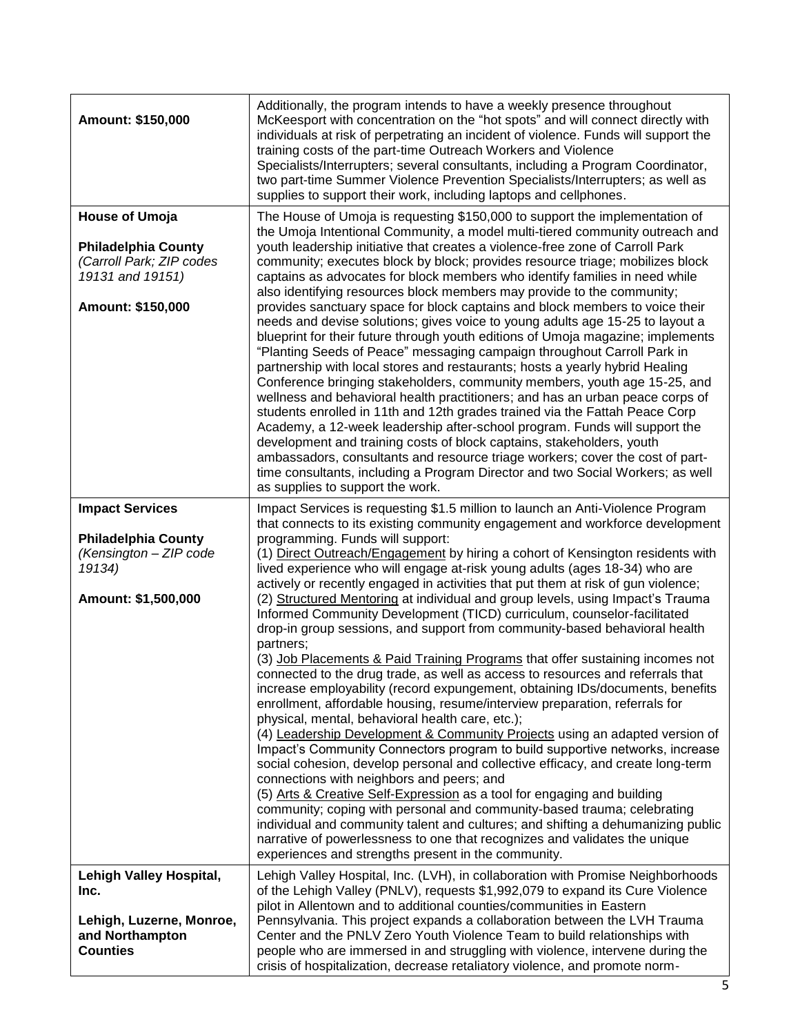| | |
|---|---|
| **Amount: $150,000** | Additionally, the program intends to have a weekly presence throughout McKeesport with concentration on the "hot spots" and will connect directly with individuals at risk of perpetrating an incident of violence. Funds will support the training costs of the part-time Outreach Workers and Violence Specialists/Interrupters; several consultants, including a Program Coordinator, two part-time Summer Violence Prevention Specialists/Interrupters; as well as supplies to support their work, including laptops and cellphones. |
| **House of Umoja**<br><br>**Philadelphia County**<br>*(Carroll Park; ZIP codes 19131 and 19151)*<br><br>**Amount: $150,000** | The House of Umoja is requesting $150,000 to support the implementation of the Umoja Intentional Community, a model multi-tiered community outreach and youth leadership initiative that creates a violence-free zone of Carroll Park community; executes block by block; provides resource triage; mobilizes block captains as advocates for block members who identify families in need while also identifying resources block members may provide to the community; provides sanctuary space for block captains and block members to voice their needs and devise solutions; gives voice to young adults age 15-25 to layout a blueprint for their future through youth editions of Umoja magazine; implements "Planting Seeds of Peace" messaging campaign throughout Carroll Park in partnership with local stores and restaurants; hosts a yearly hybrid Healing Conference bringing stakeholders, community members, youth age 15-25, and wellness and behavioral health practitioners; and has an urban peace corps of students enrolled in 11th and 12th grades trained via the Fattah Peace Corp Academy, a 12-week leadership after-school program. Funds will support the development and training costs of block captains, stakeholders, youth ambassadors, consultants and resource triage workers; cover the cost of part-time consultants, including a Program Director and two Social Workers; as well as supplies to support the work. |
| **Impact Services**<br><br>**Philadelphia County**<br>*(Kensington – ZIP code 19134)*<br><br>**Amount: $1,500,000** | Impact Services is requesting $1.5 million to launch an Anti-Violence Program that connects to its existing community engagement and workforce development programming. Funds will support:<br>(1) <u>Direct Outreach/Engagement</u> by hiring a cohort of Kensington residents with lived experience who will engage at-risk young adults (ages 18-34) who are actively or recently engaged in activities that put them at risk of gun violence;<br>(2) <u>Structured Mentoring</u> at individual and group levels, using Impact's Trauma Informed Community Development (TICD) curriculum, counselor-facilitated drop-in group sessions, and support from community-based behavioral health partners;<br>(3) <u>Job Placements & Paid Training Programs</u> that offer sustaining incomes not connected to the drug trade, as well as access to resources and referrals that increase employability (record expungement, obtaining IDs/documents, benefits enrollment, affordable housing, resume/interview preparation, referrals for physical, mental, behavioral health care, etc.);<br>(4) <u>Leadership Development & Community Projects</u> using an adapted version of Impact's Community Connectors program to build supportive networks, increase social cohesion, develop personal and collective efficacy, and create long-term connections with neighbors and peers; and<br>(5) <u>Arts & Creative Self-Expression</u> as a tool for engaging and building community; coping with personal and community-based trauma; celebrating individual and community talent and cultures; and shifting a dehumanizing public narrative of powerlessness to one that recognizes and validates the unique experiences and strengths present in the community. |
| **Lehigh Valley Hospital, Inc.**<br><br>**Lehigh, Luzerne, Monroe, and Northampton Counties** | Lehigh Valley Hospital, Inc. (LVH), in collaboration with Promise Neighborhoods of the Lehigh Valley (PNLV), requests $1,992,079 to expand its Cure Violence pilot in Allentown and to additional counties/communities in Eastern Pennsylvania. This project expands a collaboration between the LVH Trauma Center and the PNLV Zero Youth Violence Team to build relationships with people who are immersed in and struggling with violence, intervene during the crisis of hospitalization, decrease retaliatory violence, and promote norm- |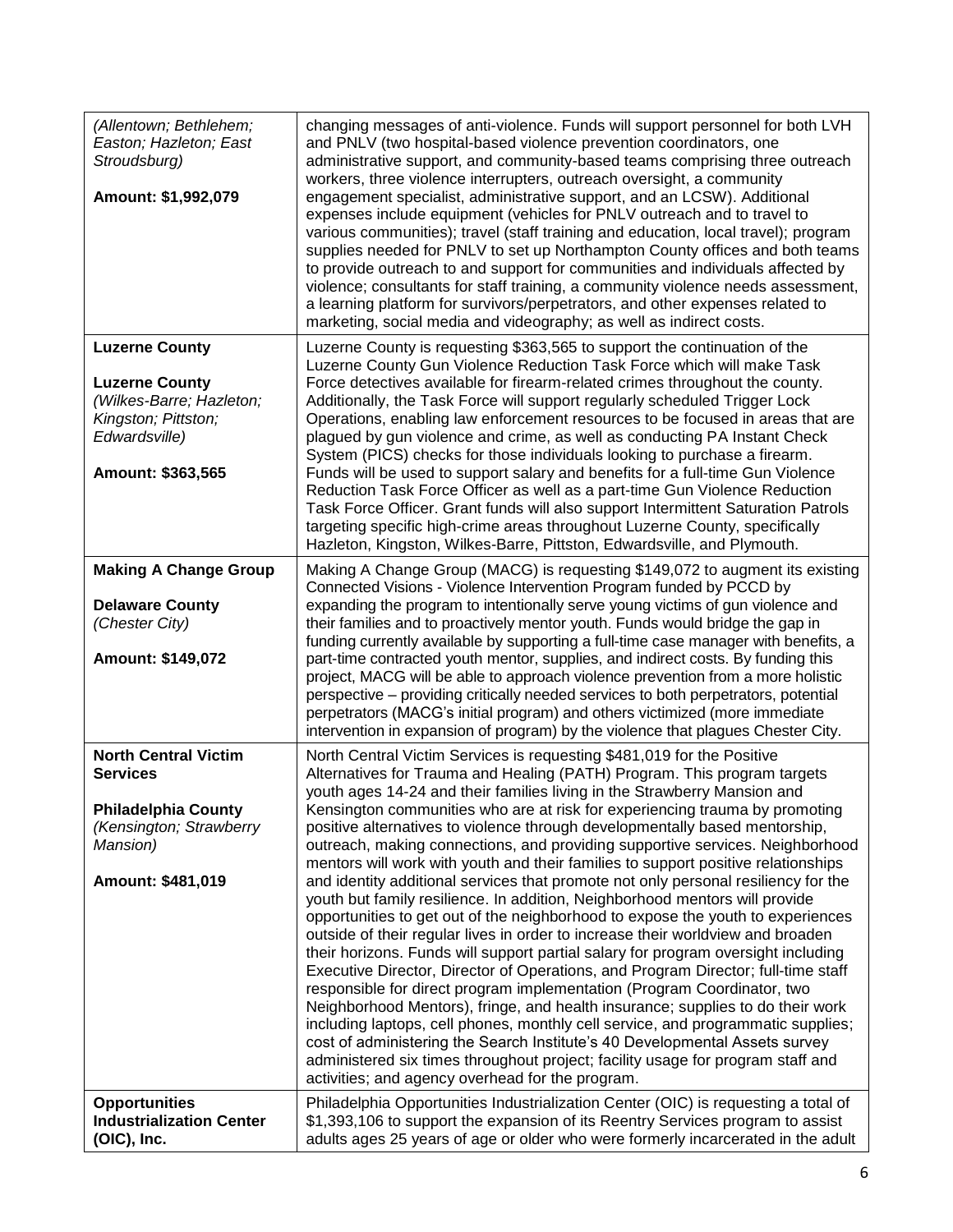| | |
|---|---|
| *(Allentown; Bethlehem; Easton; Hazleton; East Stroudsburg)*<br><br>**Amount: $1,992,079** | changing messages of anti-violence. Funds will support personnel for both LVH and PNLV (two hospital-based violence prevention coordinators, one administrative support, and community-based teams comprising three outreach workers, three violence interrupters, outreach oversight, a community engagement specialist, administrative support, and an LCSW). Additional expenses include equipment (vehicles for PNLV outreach and to travel to various communities); travel (staff training and education, local travel); program supplies needed for PNLV to set up Northampton County offices and both teams to provide outreach to and support for communities and individuals affected by violence; consultants for staff training, a community violence needs assessment, a learning platform for survivors/perpetrators, and other expenses related to marketing, social media and videography; as well as indirect costs. |
| **Luzerne County**<br><br>**Luzerne County**<br>*(Wilkes-Barre; Hazleton; Kingston; Pittston; Edwardsville)*<br><br>**Amount: $363,565** | Luzerne County is requesting $363,565 to support the continuation of the Luzerne County Gun Violence Reduction Task Force which will make Task Force detectives available for firearm-related crimes throughout the county. Additionally, the Task Force will support regularly scheduled Trigger Lock Operations, enabling law enforcement resources to be focused in areas that are plagued by gun violence and crime, as well as conducting PA Instant Check System (PICS) checks for those individuals looking to purchase a firearm. Funds will be used to support salary and benefits for a full-time Gun Violence Reduction Task Force Officer as well as a part-time Gun Violence Reduction Task Force Officer. Grant funds will also support Intermittent Saturation Patrols targeting specific high-crime areas throughout Luzerne County, specifically Hazleton, Kingston, Wilkes-Barre, Pittston, Edwardsville, and Plymouth. |
| **Making A Change Group**<br><br>**Delaware County**<br>*(Chester City)*<br><br>**Amount: $149,072** | Making A Change Group (MACG) is requesting $149,072 to augment its existing Connected Visions - Violence Intervention Program funded by PCCD by expanding the program to intentionally serve young victims of gun violence and their families and to proactively mentor youth. Funds would bridge the gap in funding currently available by supporting a full-time case manager with benefits, a part-time contracted youth mentor, supplies, and indirect costs. By funding this project, MACG will be able to approach violence prevention from a more holistic perspective – providing critically needed services to both perpetrators, potential perpetrators (MACG's initial program) and others victimized (more immediate intervention in expansion of program) by the violence that plagues Chester City. |
| **North Central Victim Services**<br><br>**Philadelphia County**<br>*(Kensington; Strawberry Mansion)*<br><br>**Amount: $481,019** | North Central Victim Services is requesting $481,019 for the Positive Alternatives for Trauma and Healing (PATH) Program. This program targets youth ages 14-24 and their families living in the Strawberry Mansion and Kensington communities who are at risk for experiencing trauma by promoting positive alternatives to violence through developmentally based mentorship, outreach, making connections, and providing supportive services. Neighborhood mentors will work with youth and their families to support positive relationships and identity additional services that promote not only personal resiliency for the youth but family resilience. In addition, Neighborhood mentors will provide opportunities to get out of the neighborhood to expose the youth to experiences outside of their regular lives in order to increase their worldview and broaden their horizons. Funds will support partial salary for program oversight including Executive Director, Director of Operations, and Program Director; full-time staff responsible for direct program implementation (Program Coordinator, two Neighborhood Mentors), fringe, and health insurance; supplies to do their work including laptops, cell phones, monthly cell service, and programmatic supplies; cost of administering the Search Institute's 40 Developmental Assets survey administered six times throughout project; facility usage for program staff and activities; and agency overhead for the program. |
| **Opportunities Industrialization Center (OIC), Inc.** | Philadelphia Opportunities Industrialization Center (OIC) is requesting a total of $1,393,106 to support the expansion of its Reentry Services program to assist adults ages 25 years of age or older who were formerly incarcerated in the adult |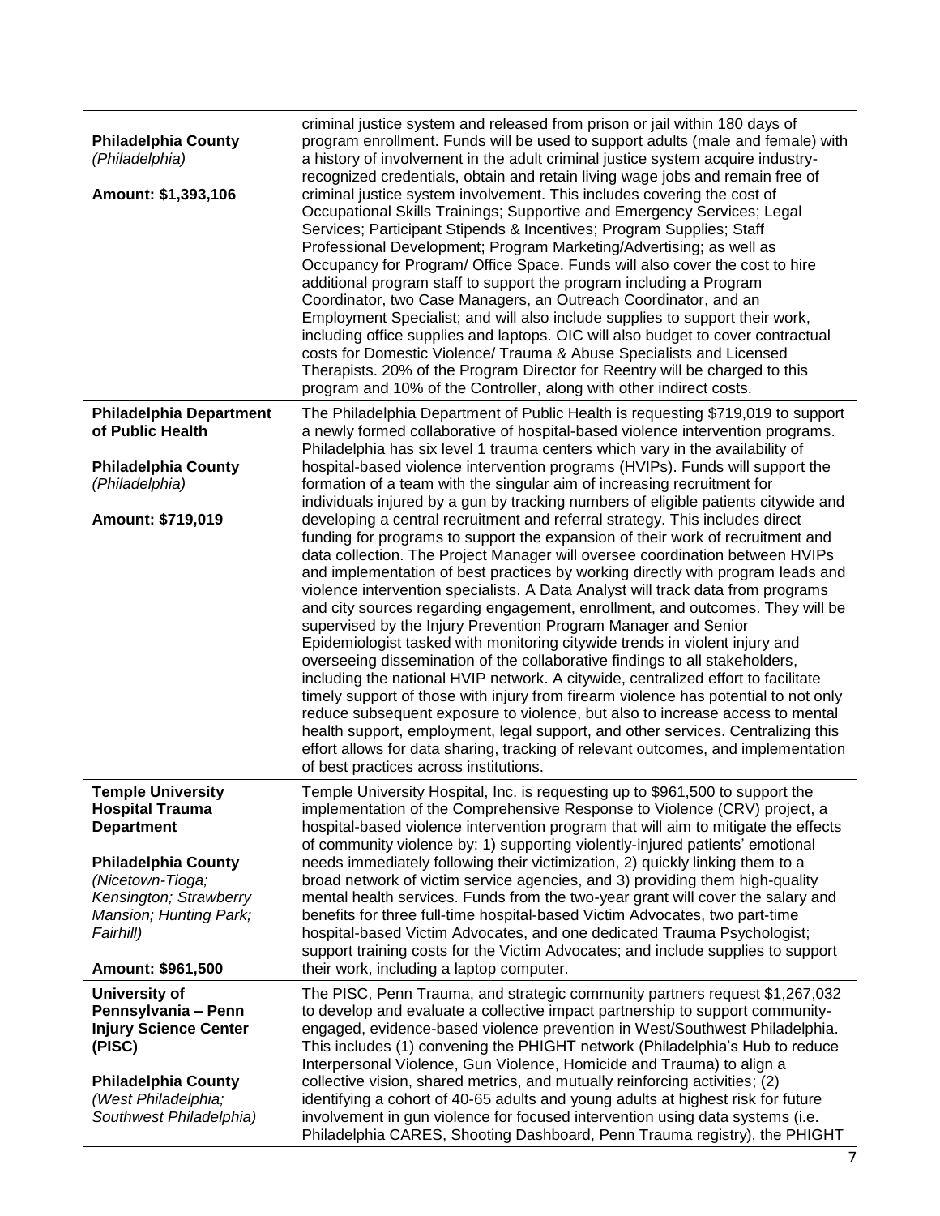| | |
|---|---|
| **Philadelphia County** *(Philadelphia)*<br><br>**Amount: $1,393,106** | criminal justice system and released from prison or jail within 180 days of program enrollment. Funds will be used to support adults (male and female) with a history of involvement in the adult criminal justice system acquire industry-recognized credentials, obtain and retain living wage jobs and remain free of criminal justice system involvement. This includes covering the cost of Occupational Skills Trainings; Supportive and Emergency Services; Legal Services; Participant Stipends & Incentives; Program Supplies; Staff Professional Development; Program Marketing/Advertising; as well as Occupancy for Program/ Office Space. Funds will also cover the cost to hire additional program staff to support the program including a Program Coordinator, two Case Managers, an Outreach Coordinator, and an Employment Specialist; and will also include supplies to support their work, including office supplies and laptops. OIC will also budget to cover contractual costs for Domestic Violence/ Trauma & Abuse Specialists and Licensed Therapists. 20% of the Program Director for Reentry will be charged to this program and 10% of the Controller, along with other indirect costs. |
| **Philadelphia Department of Public Health**<br><br>**Philadelphia County** *(Philadelphia)*<br><br>**Amount: $719,019** | The Philadelphia Department of Public Health is requesting $719,019 to support a newly formed collaborative of hospital-based violence intervention programs. Philadelphia has six level 1 trauma centers which vary in the availability of hospital-based violence intervention programs (HVIPs). Funds will support the formation of a team with the singular aim of increasing recruitment for individuals injured by a gun by tracking numbers of eligible patients citywide and developing a central recruitment and referral strategy. This includes direct funding for programs to support the expansion of their work of recruitment and data collection. The Project Manager will oversee coordination between HVIPs and implementation of best practices by working directly with program leads and violence intervention specialists. A Data Analyst will track data from programs and city sources regarding engagement, enrollment, and outcomes. They will be supervised by the Injury Prevention Program Manager and Senior Epidemiologist tasked with monitoring citywide trends in violent injury and overseeing dissemination of the collaborative findings to all stakeholders, including the national HVIP network. A citywide, centralized effort to facilitate timely support of those with injury from firearm violence has potential to not only reduce subsequent exposure to violence, but also to increase access to mental health support, employment, legal support, and other services. Centralizing this effort allows for data sharing, tracking of relevant outcomes, and implementation of best practices across institutions. |
| **Temple University Hospital Trauma Department**<br><br>**Philadelphia County** *(Nicetown-Tioga; Kensington; Strawberry Mansion; Hunting Park; Fairhill)*<br><br>**Amount: $961,500** | Temple University Hospital, Inc. is requesting up to $961,500 to support the implementation of the Comprehensive Response to Violence (CRV) project, a hospital-based violence intervention program that will aim to mitigate the effects of community violence by: 1) supporting violently-injured patients' emotional needs immediately following their victimization, 2) quickly linking them to a broad network of victim service agencies, and 3) providing them high-quality mental health services. Funds from the two-year grant will cover the salary and benefits for three full-time hospital-based Victim Advocates, two part-time hospital-based Victim Advocates, and one dedicated Trauma Psychologist; support training costs for the Victim Advocates; and include supplies to support their work, including a laptop computer. |
| **University of Pennsylvania – Penn Injury Science Center (PISC)**<br><br>**Philadelphia County** *(West Philadelphia; Southwest Philadelphia)* | The PISC, Penn Trauma, and strategic community partners request $1,267,032 to develop and evaluate a collective impact partnership to support community-engaged, evidence-based violence prevention in West/Southwest Philadelphia. This includes (1) convening the PHIGHT network (Philadelphia's Hub to reduce Interpersonal Violence, Gun Violence, Homicide and Trauma) to align a collective vision, shared metrics, and mutually reinforcing activities; (2) identifying a cohort of 40-65 adults and young adults at highest risk for future involvement in gun violence for focused intervention using data systems (i.e. Philadelphia CARES, Shooting Dashboard, Penn Trauma registry), the PHIGHT |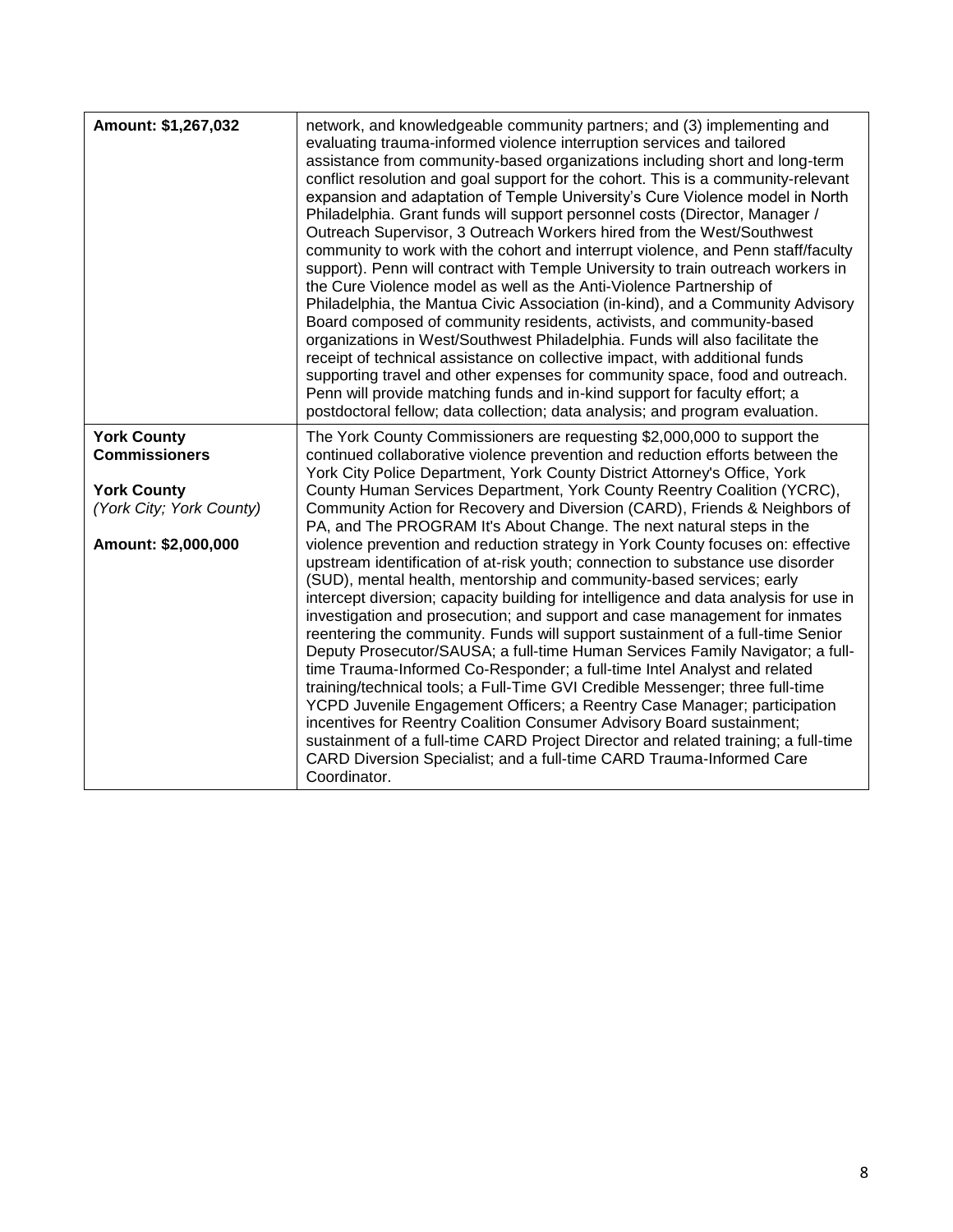| | |
|---|---|
| **Amount: $1,267,032** | network, and knowledgeable community partners; and (3) implementing and evaluating trauma-informed violence interruption services and tailored assistance from community-based organizations including short and long-term conflict resolution and goal support for the cohort. This is a community-relevant expansion and adaptation of Temple University's Cure Violence model in North Philadelphia. Grant funds will support personnel costs (Director, Manager / Outreach Supervisor, 3 Outreach Workers hired from the West/Southwest community to work with the cohort and interrupt violence, and Penn staff/faculty support). Penn will contract with Temple University to train outreach workers in the Cure Violence model as well as the Anti-Violence Partnership of Philadelphia, the Mantua Civic Association (in-kind), and a Community Advisory Board composed of community residents, activists, and community-based organizations in West/Southwest Philadelphia. Funds will also facilitate the receipt of technical assistance on collective impact, with additional funds supporting travel and other expenses for community space, food and outreach. Penn will provide matching funds and in-kind support for faculty effort; a postdoctoral fellow; data collection; data analysis; and program evaluation. |
| **York County Commissioners**<br><br>**York County**<br>*(York City; York County)*<br><br>**Amount: $2,000,000** | The York County Commissioners are requesting $2,000,000 to support the continued collaborative violence prevention and reduction efforts between the York City Police Department, York County District Attorney's Office, York County Human Services Department, York County Reentry Coalition (YCRC), Community Action for Recovery and Diversion (CARD), Friends & Neighbors of PA, and The PROGRAM It's About Change. The next natural steps in the violence prevention and reduction strategy in York County focuses on: effective upstream identification of at-risk youth; connection to substance use disorder (SUD), mental health, mentorship and community-based services; early intercept diversion; capacity building for intelligence and data analysis for use in investigation and prosecution; and support and case management for inmates reentering the community. Funds will support sustainment of a full-time Senior Deputy Prosecutor/SAUSA; a full-time Human Services Family Navigator; a full-time Trauma-Informed Co-Responder; a full-time Intel Analyst and related training/technical tools; a Full-Time GVI Credible Messenger; three full-time YCPD Juvenile Engagement Officers; a Reentry Case Manager; participation incentives for Reentry Coalition Consumer Advisory Board sustainment; sustainment of a full-time CARD Project Director and related training; a full-time CARD Diversion Specialist; and a full-time CARD Trauma-Informed Care Coordinator. |